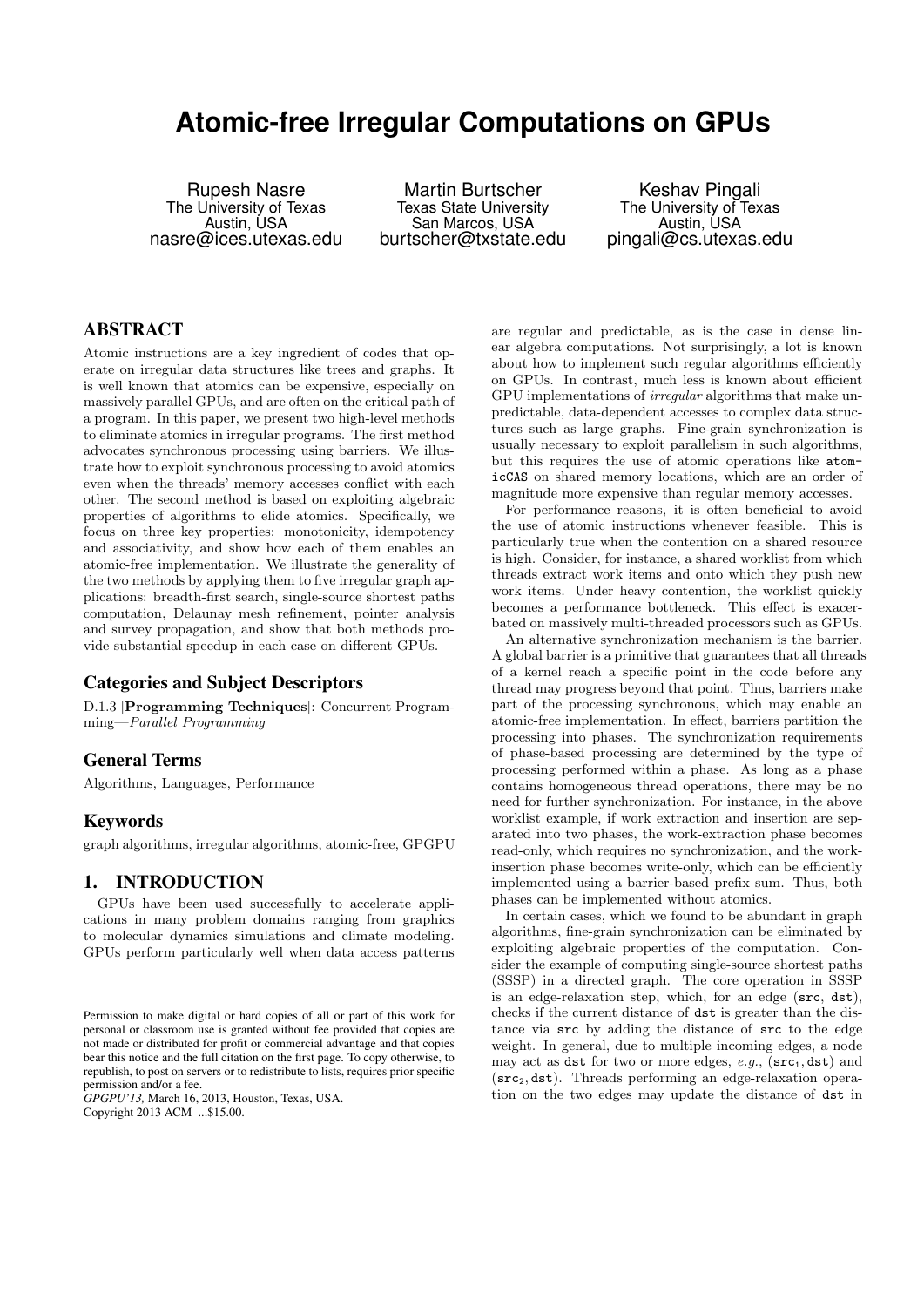# Atomic-free Irregular Computations on GPUs

Rupesh Nasre
The University of Texas
Austin, USA
nasre@ices.utexas.edu

Martin Burtscher
Texas State University
San Marcos, USA
burtscher@txstate.edu

Keshav Pingali
The University of Texas
Austin, USA
pingali@cs.utexas.edu

## ABSTRACT

Atomic instructions are a key ingredient of codes that operate on irregular data structures like trees and graphs. It is well known that atomics can be expensive, especially on massively parallel GPUs, and are often on the critical path of a program. In this paper, we present two high-level methods to eliminate atomics in irregular programs. The first method advocates synchronous processing using barriers. We illustrate how to exploit synchronous processing to avoid atomics even when the threads' memory accesses conflict with each other. The second method is based on exploiting algebraic properties of algorithms to elide atomics. Specifically, we focus on three key properties: monotonicity, idempotency and associativity, and show how each of them enables an atomic-free implementation. We illustrate the generality of the two methods by applying them to five irregular graph applications: breadth-first search, single-source shortest paths computation, Delaunay mesh refinement, pointer analysis and survey propagation, and show that both methods provide substantial speedup in each case on different GPUs.

### Categories and Subject Descriptors

D.1.3 [**Programming Techniques**]: Concurrent Programming—*Parallel Programming*

### General Terms

Algorithms, Languages, Performance

### Keywords

graph algorithms, irregular algorithms, atomic-free, GPGPU

## 1. INTRODUCTION

GPUs have been used successfully to accelerate applications in many problem domains ranging from graphics to molecular dynamics simulations and climate modeling. GPUs perform particularly well when data access patterns are regular and predictable, as is the case in dense linear algebra computations. Not surprisingly, a lot is known about how to implement such regular algorithms efficiently on GPUs. In contrast, much less is known about efficient GPU implementations of *irregular* algorithms that make unpredictable, data-dependent accesses to complex data structures such as large graphs. Fine-grain synchronization is usually necessary to exploit parallelism in such algorithms, but this requires the use of atomic operations like `atomicCAS` on shared memory locations, which are an order of magnitude more expensive than regular memory accesses.

For performance reasons, it is often beneficial to avoid the use of atomic instructions whenever feasible. This is particularly true when the contention on a shared resource is high. Consider, for instance, a shared worklist from which threads extract work items and onto which they push new work items. Under heavy contention, the worklist quickly becomes a performance bottleneck. This effect is exacerbated on massively multi-threaded processors such as GPUs.

An alternative synchronization mechanism is the barrier. A global barrier is a primitive that guarantees that all threads of a kernel reach a specific point in the code before any thread may progress beyond that point. Thus, barriers make part of the processing synchronous, which may enable an atomic-free implementation. In effect, barriers partition the processing into phases. The synchronization requirements of phase-based processing are determined by the type of processing performed within a phase. As long as a phase contains homogeneous thread operations, there may be no need for further synchronization. For instance, in the above worklist example, if work extraction and insertion are separated into two phases, the work-extraction phase becomes read-only, which requires no synchronization, and the work-insertion phase becomes write-only, which can be efficiently implemented using a barrier-based prefix sum. Thus, both phases can be implemented without atomics.

In certain cases, which we found to be abundant in graph algorithms, fine-grain synchronization can be eliminated by exploiting algebraic properties of the computation. Consider the example of computing single-source shortest paths (SSSP) in a directed graph. The core operation in SSSP is an edge-relaxation step, which, for an edge (`src`, `dst`), checks if the current distance of `dst` is greater than the distance via `src` by adding the distance of `src` to the edge weight. In general, due to multiple incoming edges, a node may act as `dst` for two or more edges, *e.g.*, ($\texttt{src}_1$, `dst`) and ($\texttt{src}_2$, `dst`). Threads performing an edge-relaxation operation on the two edges may update the distance of `dst` in

Permission to make digital or hard copies of all or part of this work for personal or classroom use is granted without fee provided that copies are not made or distributed for profit or commercial advantage and that copies bear this notice and the full citation on the first page. To copy otherwise, to republish, to post on servers or to redistribute to lists, requires prior specific permission and/or a fee.
*GPGPU'13,* March 16, 2013, Houston, Texas, USA.
Copyright 2013 ACM ...$15.00.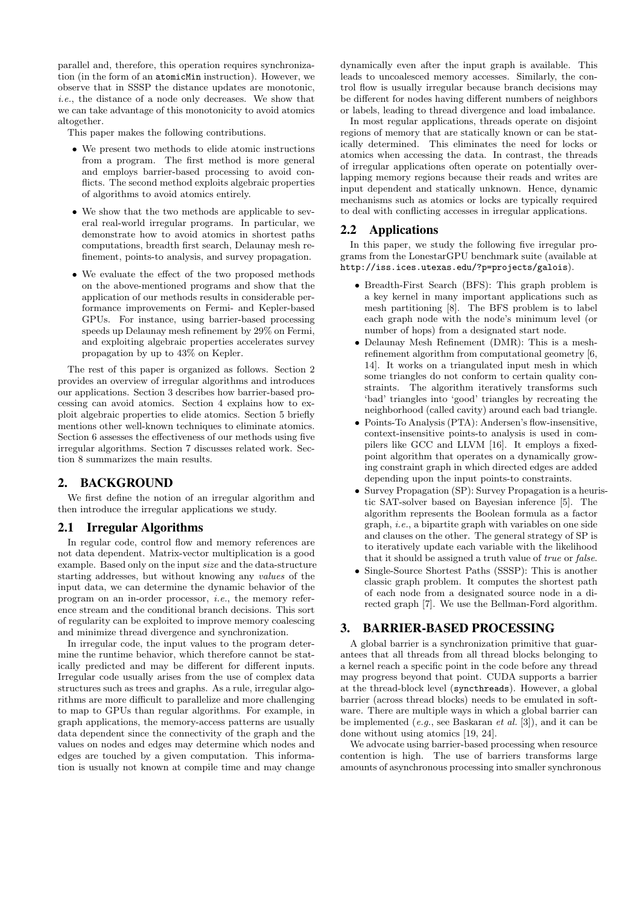parallel and, therefore, this operation requires synchronization (in the form of an `atomicMin` instruction). However, we observe that in SSSP the distance updates are monotonic, *i.e.*, the distance of a node only decreases. We show that we can take advantage of this monotonicity to avoid atomics altogether.

This paper makes the following contributions.

- We present two methods to elide atomic instructions from a program. The first method is more general and employs barrier-based processing to avoid conflicts. The second method exploits algebraic properties of algorithms to avoid atomics entirely.
- We show that the two methods are applicable to several real-world irregular programs. In particular, we demonstrate how to avoid atomics in shortest paths computations, breadth first search, Delaunay mesh refinement, points-to analysis, and survey propagation.
- We evaluate the effect of the two proposed methods on the above-mentioned programs and show that the application of our methods results in considerable performance improvements on Fermi- and Kepler-based GPUs. For instance, using barrier-based processing speeds up Delaunay mesh refinement by 29% on Fermi, and exploiting algebraic properties accelerates survey propagation by up to 43% on Kepler.

The rest of this paper is organized as follows. Section 2 provides an overview of irregular algorithms and introduces our applications. Section 3 describes how barrier-based processing can avoid atomics. Section 4 explains how to exploit algebraic properties to elide atomics. Section 5 briefly mentions other well-known techniques to eliminate atomics. Section 6 assesses the effectiveness of our methods using five irregular algorithms. Section 7 discusses related work. Section 8 summarizes the main results.

## 2. BACKGROUND

We first define the notion of an irregular algorithm and then introduce the irregular applications we study.

### 2.1 Irregular Algorithms

In regular code, control flow and memory references are not data dependent. Matrix-vector multiplication is a good example. Based only on the input *size* and the data-structure starting addresses, but without knowing any *values* of the input data, we can determine the dynamic behavior of the program on an in-order processor, *i.e.*, the memory reference stream and the conditional branch decisions. This sort of regularity can be exploited to improve memory coalescing and minimize thread divergence and synchronization.

In irregular code, the input values to the program determine the runtime behavior, which therefore cannot be statically predicted and may be different for different inputs. Irregular code usually arises from the use of complex data structures such as trees and graphs. As a rule, irregular algorithms are more difficult to parallelize and more challenging to map to GPUs than regular algorithms. For example, in graph applications, the memory-access patterns are usually data dependent since the connectivity of the graph and the values on nodes and edges may determine which nodes and edges are touched by a given computation. This information is usually not known at compile time and may change dynamically even after the input graph is available. This leads to uncoalesced memory accesses. Similarly, the control flow is usually irregular because branch decisions may be different for nodes having different numbers of neighbors or labels, leading to thread divergence and load imbalance.

In most regular applications, threads operate on disjoint regions of memory that are statically known or can be statically determined. This eliminates the need for locks or atomics when accessing the data. In contrast, the threads of irregular applications often operate on potentially overlapping memory regions because their reads and writes are input dependent and statically unknown. Hence, dynamic mechanisms such as atomics or locks are typically required to deal with conflicting accesses in irregular applications.

### 2.2 Applications

In this paper, we study the following five irregular programs from the LonestarGPU benchmark suite (available at `http://iss.ices.utexas.edu/?p=projects/galois`).

- Breadth-First Search (BFS): This graph problem is a key kernel in many important applications such as mesh partitioning [8]. The BFS problem is to label each graph node with the node's minimum level (or number of hops) from a designated start node.
- Delaunay Mesh Refinement (DMR): This is a mesh-refinement algorithm from computational geometry [6, 14]. It works on a triangulated input mesh in which some triangles do not conform to certain quality constraints. The algorithm iteratively transforms such 'bad' triangles into 'good' triangles by recreating the neighborhood (called cavity) around each bad triangle.
- Points-To Analysis (PTA): Andersen's flow-insensitive, context-insensitive points-to analysis is used in compilers like GCC and LLVM [16]. It employs a fixed-point algorithm that operates on a dynamically growing constraint graph in which directed edges are added depending upon the input points-to constraints.
- Survey Propagation (SP): Survey Propagation is a heuristic SAT-solver based on Bayesian inference [5]. The algorithm represents the Boolean formula as a factor graph, *i.e.*, a bipartite graph with variables on one side and clauses on the other. The general strategy of SP is to iteratively update each variable with the likelihood that it should be assigned a truth value of *true* or *false*.
- Single-Source Shortest Paths (SSSP): This is another classic graph problem. It computes the shortest path of each node from a designated source node in a directed graph [7]. We use the Bellman-Ford algorithm.

## 3. BARRIER-BASED PROCESSING

A global barrier is a synchronization primitive that guarantees that all threads from all thread blocks belonging to a kernel reach a specific point in the code before any thread may progress beyond that point. CUDA supports a barrier at the thread-block level (`syncthreads`). However, a global barrier (across thread blocks) needs to be emulated in software. There are multiple ways in which a global barrier can be implemented (*e.g.*, see Baskaran *et al.* [3]), and it can be done without using atomics [19, 24].

We advocate using barrier-based processing when resource contention is high. The use of barriers transforms large amounts of asynchronous processing into smaller synchronous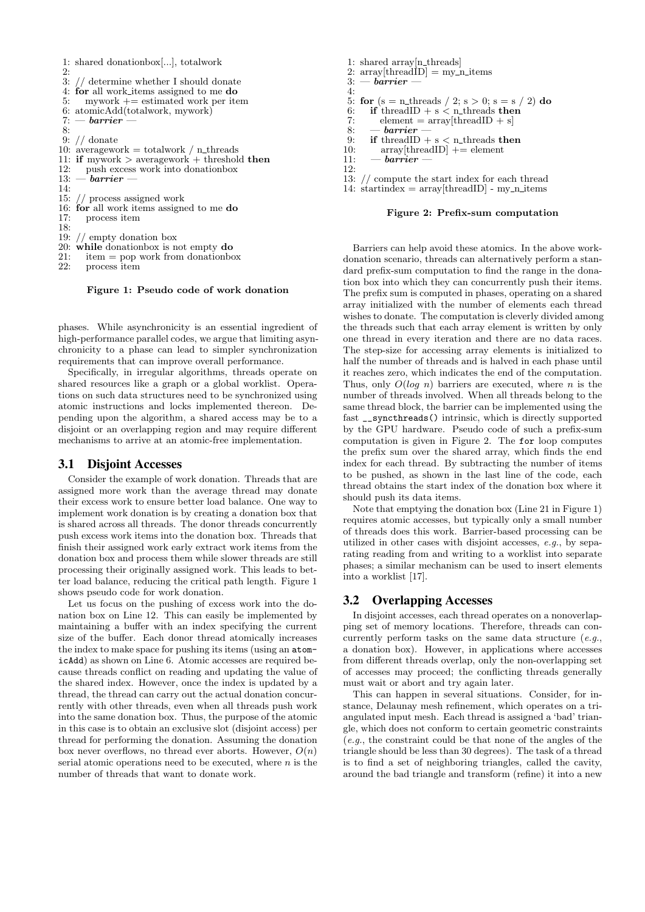```
1:  shared donationbox[...], totalwork
2:
3:  // determine whether I should donate
4:  for all work_items assigned to me do
5:     mywork += estimated work per item
6:  atomicAdd(totalwork, mywork)
7:  — barrier —
8:
9:  // donate
10: averagework = totalwork / n_threads
11: if mywork > averagework + threshold then
12:    push excess work into donationbox
13: — barrier —
14:
15: // process assigned work
16: for all work items assigned to me do
17:    process item
18:
19: // empty donation box
20: while donationbox is not empty do
21:    item = pop work from donationbox
22:    process item
```

**Figure 1: Pseudo code of work donation**

phases. While asynchronicity is an essential ingredient of high-performance parallel codes, we argue that limiting asynchronicity to a phase can lead to simpler synchronization requirements that can improve overall performance.

Specifically, in irregular algorithms, threads operate on shared resources like a graph or a global worklist. Operations on such data structures need to be synchronized using atomic instructions and locks implemented thereon. Depending upon the algorithm, a shared access may be to a disjoint or an overlapping region and may require different mechanisms to arrive at an atomic-free implementation.

## 3.1 Disjoint Accesses

Consider the example of work donation. Threads that are assigned more work than the average thread may donate their excess work to ensure better load balance. One way to implement work donation is by creating a donation box that is shared across all threads. The donor threads concurrently push excess work items into the donation box. Threads that finish their assigned work early extract work items from the donation box and process them while slower threads are still processing their originally assigned work. This leads to better load balance, reducing the critical path length. Figure 1 shows pseudo code for work donation.

Let us focus on the pushing of excess work into the donation box on Line 12. This can easily be implemented by maintaining a buffer with an index specifying the current size of the buffer. Each donor thread atomically increases the index to make space for pushing its items (using an `atomicAdd`) as shown on Line 6. Atomic accesses are required because threads conflict on reading and updating the value of the shared index. However, once the index is updated by a thread, the thread can carry out the actual donation concurrently with other threads, even when all threads push work into the same donation box. Thus, the purpose of the atomic in this case is to obtain an exclusive slot (disjoint access) per thread for performing the donation. Assuming the donation box never overflows, no thread ever aborts. However, $O(n)$ serial atomic operations need to be executed, where $n$ is the number of threads that want to donate work.

```
1:  shared array[n_threads]
2:  array[threadID] = my_n_items
3:  — barrier —
4:
5:  for (s = n_threads / 2; s > 0; s = s / 2) do
6:     if threadID + s < n_threads then
7:        element = array[threadID + s]
8:     — barrier —
9:     if threadID + s < n_threads then
10:       array[threadID] += element
11:    — barrier —
12:
13: // compute the start index for each thread
14: startindex = array[threadID] - my_n_items
```

**Figure 2: Prefix-sum computation**

Barriers can help avoid these atomics. In the above work-donation scenario, threads can alternatively perform a standard prefix-sum computation to find the range in the donation box into which they can concurrently push their items. The prefix sum is computed in phases, operating on a shared array initialized with the number of elements each thread wishes to donate. The computation is cleverly divided among the threads such that each array element is written by only one thread in every iteration and there are no data races. The step-size for accessing array elements is initialized to half the number of threads and is halved in each phase until it reaches zero, which indicates the end of the computation. Thus, only $O(log\ n)$ barriers are executed, where $n$ is the number of threads involved. When all threads belong to the same thread block, the barrier can be implemented using the fast `__syncthreads()` intrinsic, which is directly supported by the GPU hardware. Pseudo code of such a prefix-sum computation is given in Figure 2. The `for` loop computes the prefix sum over the shared array, which finds the end index for each thread. By subtracting the number of items to be pushed, as shown in the last line of the code, each thread obtains the start index of the donation box where it should push its data items.

Note that emptying the donation box (Line 21 in Figure 1) requires atomic accesses, but typically only a small number of threads does this work. Barrier-based processing can be utilized in other cases with disjoint accesses, *e.g.*, by separating reading from and writing to a worklist into separate phases; a similar mechanism can be used to insert elements into a worklist [17].

## 3.2 Overlapping Accesses

In disjoint accesses, each thread operates on a nonoverlapping set of memory locations. Therefore, threads can concurrently perform tasks on the same data structure (*e.g.*, a donation box). However, in applications where accesses from different threads overlap, only the non-overlapping set of accesses may proceed; the conflicting threads generally must wait or abort and try again later.

This can happen in several situations. Consider, for instance, Delaunay mesh refinement, which operates on a triangulated input mesh. Each thread is assigned a 'bad' triangle, which does not conform to certain geometric constraints (*e.g.*, the constraint could be that none of the angles of the triangle should be less than 30 degrees). The task of a thread is to find a set of neighboring triangles, called the cavity, around the bad triangle and transform (refine) it into a new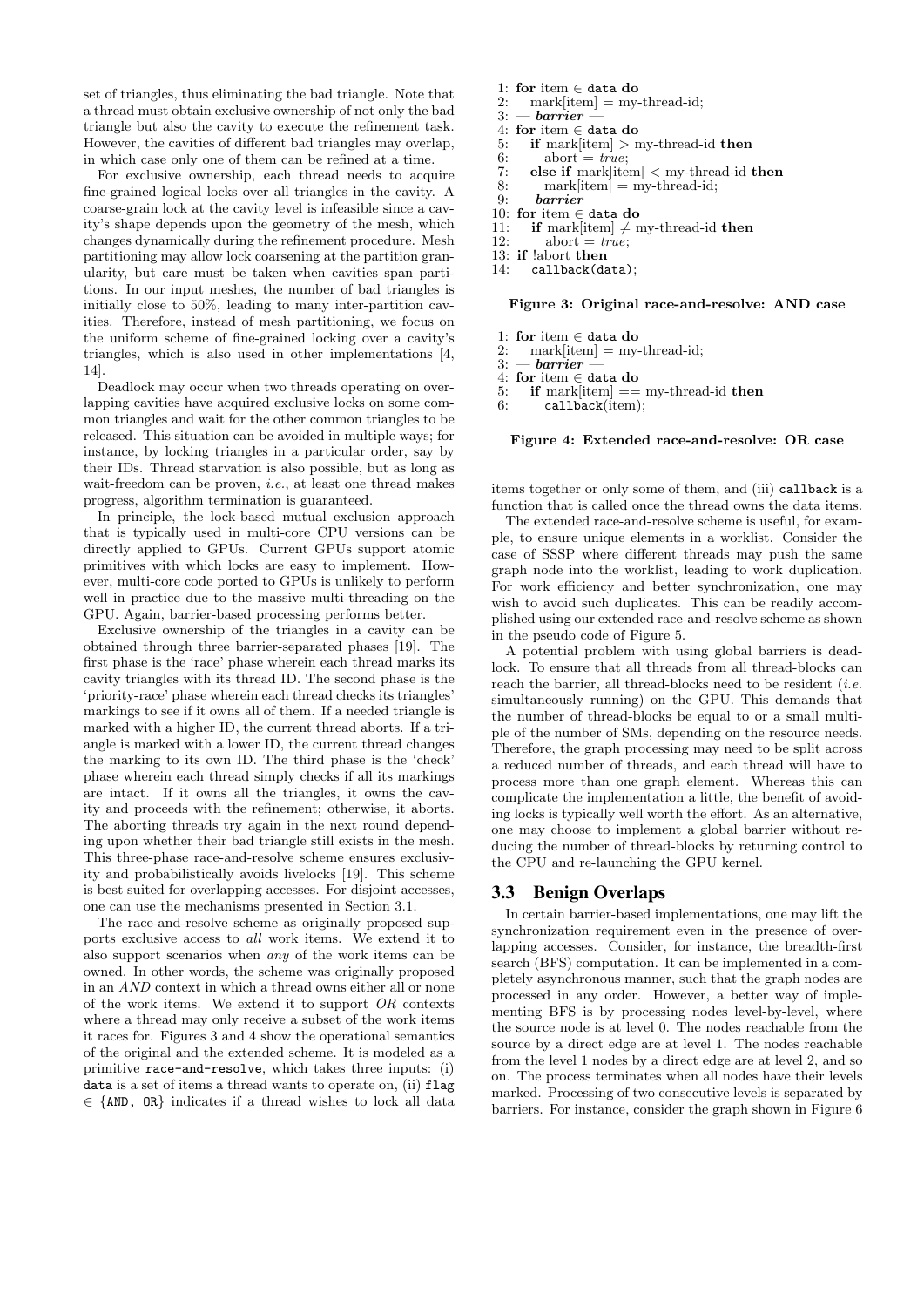set of triangles, thus eliminating the bad triangle. Note that a thread must obtain exclusive ownership of not only the bad triangle but also the cavity to execute the refinement task. However, the cavities of different bad triangles may overlap, in which case only one of them can be refined at a time.

For exclusive ownership, each thread needs to acquire fine-grained logical locks over all triangles in the cavity. A coarse-grain lock at the cavity level is infeasible since a cavity's shape depends upon the geometry of the mesh, which changes dynamically during the refinement procedure. Mesh partitioning may allow lock coarsening at the partition granularity, but care must be taken when cavities span partitions. In our input meshes, the number of bad triangles is initially close to 50%, leading to many inter-partition cavities. Therefore, instead of mesh partitioning, we focus on the uniform scheme of fine-grained locking over a cavity's triangles, which is also used in other implementations [4, 14].

Deadlock may occur when two threads operating on overlapping cavities have acquired exclusive locks on some common triangles and wait for the other common triangles to be released. This situation can be avoided in multiple ways; for instance, by locking triangles in a particular order, say by their IDs. Thread starvation is also possible, but as long as wait-freedom can be proven, *i.e.*, at least one thread makes progress, algorithm termination is guaranteed.

In principle, the lock-based mutual exclusion approach that is typically used in multi-core CPU versions can be directly applied to GPUs. Current GPUs support atomic primitives with which locks are easy to implement. However, multi-core code ported to GPUs is unlikely to perform well in practice due to the massive multi-threading on the GPU. Again, barrier-based processing performs better.

Exclusive ownership of the triangles in a cavity can be obtained through three barrier-separated phases [19]. The first phase is the 'race' phase wherein each thread marks its cavity triangles with its thread ID. The second phase is the 'priority-race' phase wherein each thread checks its triangles' markings to see if it owns all of them. If a needed triangle is marked with a higher ID, the current thread aborts. If a triangle is marked with a lower ID, the current thread changes the marking to its own ID. The third phase is the 'check' phase wherein each thread simply checks if all its markings are intact. If it owns all the triangles, it owns the cavity and proceeds with the refinement; otherwise, it aborts. The aborting threads try again in the next round depending upon whether their bad triangle still exists in the mesh. This three-phase race-and-resolve scheme ensures exclusivity and probabilistically avoids livelocks [19]. This scheme is best suited for overlapping accesses. For disjoint accesses, one can use the mechanisms presented in Section 3.1.

The race-and-resolve scheme as originally proposed supports exclusive access to *all* work items. We extend it to also support scenarios when *any* of the work items can be owned. In other words, the scheme was originally proposed in an *AND* context in which a thread owns either all or none of the work items. We extend it to support *OR* contexts where a thread may only receive a subset of the work items it races for. Figures 3 and 4 show the operational semantics of the original and the extended scheme. It is modeled as a primitive `race-and-resolve`, which takes three inputs: (i) `data` is a set of items a thread wants to operate on, (ii) `flag` $\in$ {`AND, OR`} indicates if a thread wishes to lock all data

```
1:  for item ∈ data do
2:     mark[item] = my-thread-id;
3:  — barrier —
4:  for item ∈ data do
5:     if mark[item] > my-thread-id then
6:        abort = true;
7:     else if mark[item] < my-thread-id then
8:        mark[item] = my-thread-id;
9:  — barrier —
10: for item ∈ data do
11:    if mark[item] ≠ my-thread-id then
12:       abort = true;
13: if !abort then
14:    callback(data);
```

**Figure 3: Original race-and-resolve: AND case**

```
1: for item ∈ data do
2:    mark[item] = my-thread-id;
3: — barrier —
4: for item ∈ data do
5:    if mark[item] == my-thread-id then
6:       callback(item);
```

**Figure 4: Extended race-and-resolve: OR case**

items together or only some of them, and (iii) `callback` is a function that is called once the thread owns the data items.

The extended race-and-resolve scheme is useful, for example, to ensure unique elements in a worklist. Consider the case of SSSP where different threads may push the same graph node into the worklist, leading to work duplication. For work efficiency and better synchronization, one may wish to avoid such duplicates. This can be readily accomplished using our extended race-and-resolve scheme as shown in the pseudo code of Figure 5.

A potential problem with using global barriers is deadlock. To ensure that all threads from all thread-blocks can reach the barrier, all thread-blocks need to be resident (*i.e.* simultaneously running) on the GPU. This demands that the number of thread-blocks be equal to or a small multiple of the number of SMs, depending on the resource needs. Therefore, the graph processing may need to be split across a reduced number of threads, and each thread will have to process more than one graph element. Whereas this can complicate the implementation a little, the benefit of avoiding locks is typically well worth the effort. As an alternative, one may choose to implement a global barrier without reducing the number of thread-blocks by returning control to the CPU and re-launching the GPU kernel.

## 3.3 Benign Overlaps

In certain barrier-based implementations, one may lift the synchronization requirement even in the presence of overlapping accesses. Consider, for instance, the breadth-first search (BFS) computation. It can be implemented in a completely asynchronous manner, such that the graph nodes are processed in any order. However, a better way of implementing BFS is by processing nodes level-by-level, where the source node is at level 0. The nodes reachable from the source by a direct edge are at level 1. The nodes reachable from the level 1 nodes by a direct edge are at level 2, and so on. The process terminates when all nodes have their levels marked. Processing of two consecutive levels is separated by barriers. For instance, consider the graph shown in Figure 6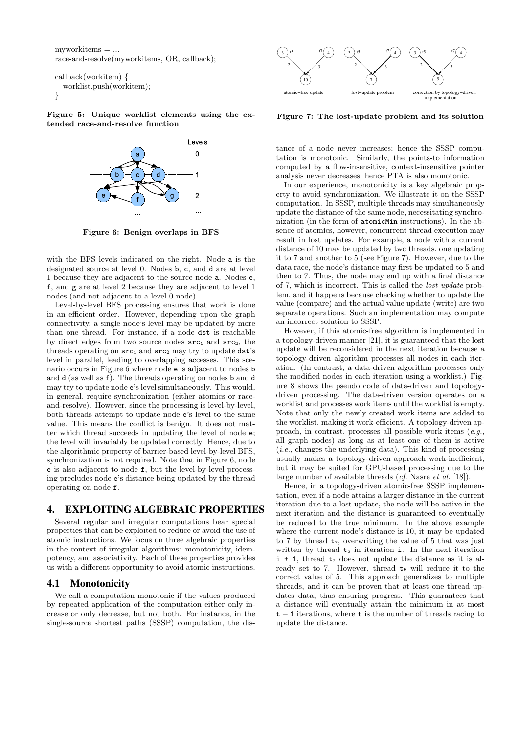```
myworkitems = ...
race-and-resolve(myworkitems, OR, callback);

callback(workitem) {
    worklist.push(workitem);
}
```

**Figure 5: Unique worklist elements using the extended race-and-resolve function**

Levels
0
1
2
...
a
b
c
d
e
f
g
...

**Figure 6: Benign overlaps in BFS**

with the BFS levels indicated on the right. Node a is the designated source at level 0. Nodes b, c, and d are at level 1 because they are adjacent to the source node a. Nodes e, f, and g are at level 2 because they are adjacent to level 1 nodes (and not adjacent to a level 0 node).

Level-by-level BFS processing ensures that work is done in an efficient order. However, depending upon the graph connectivity, a single node's level may be updated by more than one thread. For instance, if a node dst is reachable by direct edges from two source nodes $src_1$ and $src_2$, the threads operating on $src_1$ and $src_2$ may try to update dst's level in parallel, leading to overlapping accesses. This scenario occurs in Figure 6 where node e is adjacent to nodes b and d (as well as f). The threads operating on nodes b and d may try to update node e's level simultaneously. This would, in general, require synchronization (either atomics or race-and-resolve). However, since the processing is level-by-level, both threads attempt to update node e's level to the same value. This means the conflict is benign. It does not matter which thread succeeds in updating the level of node e; the level will invariably be updated correctly. Hence, due to the algorithmic property of barrier-based level-by-level BFS, synchronization is not required. Note that in Figure 6, node e is also adjacent to node f, but the level-by-level processing precludes node e's distance being updated by the thread operating on node f.

## 4. EXPLOITING ALGEBRAIC PROPERTIES

Several regular and irregular computations bear special properties that can be exploited to reduce or avoid the use of atomic instructions. We focus on three algebraic properties in the context of irregular algorithms: monotonicity, idempotency, and associativity. Each of these properties provides us with a different opportunity to avoid atomic instructions.

### 4.1 Monotonicity

We call a computation monotonic if the values produced by repeated application of the computation either only increase or only decrease, but not both. For instance, in the single-source shortest paths (SSSP) computation, the distance of a node never increases; hence the SSSP computation is monotonic. Similarly, the points-to information computed by a flow-insensitive, context-insensitive pointer analysis never decreases; hence PTA is also monotonic.

3 t5
t7 4
2
3
10
atomic–free update
3 t5
t7 4
2
3
7
lost–update problem
3 t5
t7 4
2
3
5
correction by topology–driven implementation

**Figure 7: The lost-update problem and its solution**

In our experience, monotonicity is a key algebraic property to avoid synchronization. We illustrate it on the SSSP computation. In SSSP, multiple threads may simultaneously update the distance of the same node, necessitating synchronization (in the form of atomicMin instructions). In the absence of atomics, however, concurrent thread execution may result in lost updates. For example, a node with a current distance of 10 may be updated by two threads, one updating it to 7 and another to 5 (see Figure 7). However, due to the data race, the node's distance may first be updated to 5 and then to 7. Thus, the node may end up with a final distance of 7, which is incorrect. This is called the *lost update* problem, and it happens because checking whether to update the value (compare) and the actual value update (write) are two separate operations. Such an implementation may compute an incorrect solution to SSSP.

However, if this atomic-free algorithm is implemented in a topology-driven manner [21], it is guaranteed that the lost update will be reconsidered in the next iteration because a topology-driven algorithm processes all nodes in each iteration. (In contrast, a data-driven algorithm processes only the modified nodes in each iteration using a worklist.) Figure 8 shows the pseudo code of data-driven and topology-driven processing. The data-driven version operates on a worklist and processes work items until the worklist is empty. Note that only the newly created work items are added to the worklist, making it work-efficient. A topology-driven approach, in contrast, processes all possible work items (*e.g.*, all graph nodes) as long as at least one of them is active (*i.e.*, changes the underlying data). This kind of processing usually makes a topology-driven approach work-inefficient, but it may be suited for GPU-based processing due to the large number of available threads (*cf.* Nasre *et al.* [18]).

Hence, in a topology-driven atomic-free SSSP implementation, even if a node attains a larger distance in the current iteration due to a lost update, the node will be active in the next iteration and the distance is guaranteed to eventually be reduced to the true minimum. In the above example where the current node's distance is 10, it may be updated to 7 by thread $t_7$, overwriting the value of 5 that was just written by thread $t_5$ in iteration i. In the next iteration i + 1, thread $t_7$ does not update the distance as it is already set to 7. However, thread $t_5$ will reduce it to the correct value of 5. This approach generalizes to multiple threads, and it can be proven that at least one thread updates data, thus ensuring progress. This guarantees that a distance will eventually attain the minimum in at most $t - 1$ iterations, where t is the number of threads racing to update the distance.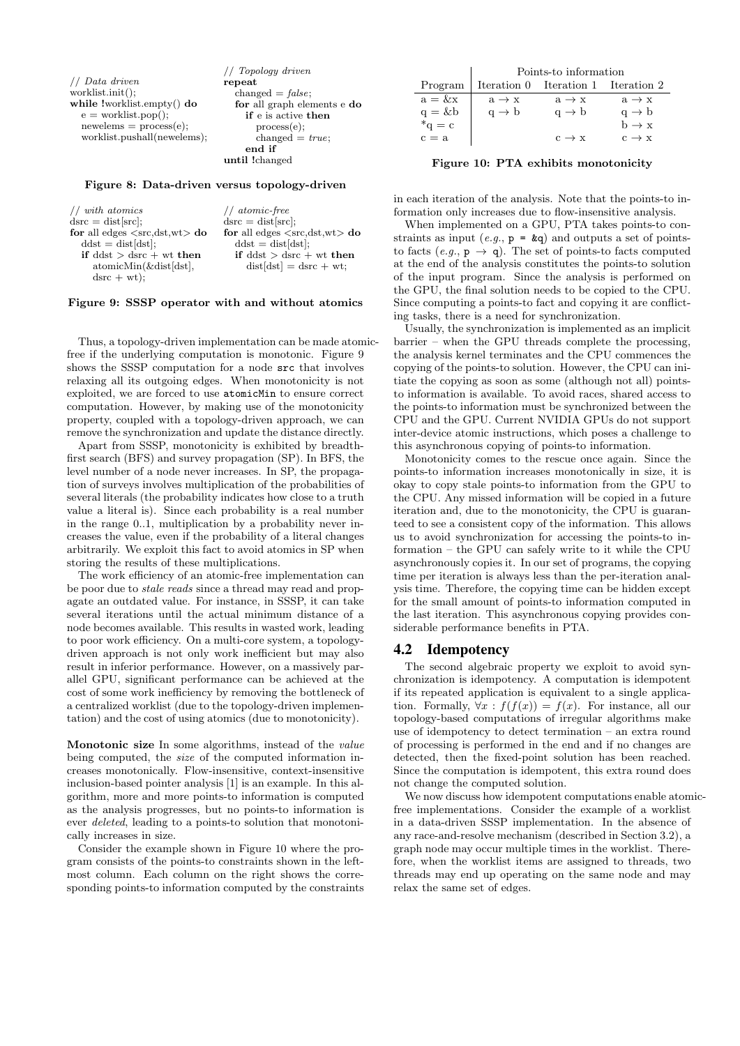```
// Data driven
worklist.init();
while !worklist.empty() do
  e = worklist.pop();
  newelems = process(e);
  worklist.pushall(newelems);
```

```
// Topology driven
repeat
  changed = false;
  for all graph elements e do
    if e is active then
      process(e);
      changed = true;
    end if
until !changed
```

**Figure 8: Data-driven versus topology-driven**

```
// with atomics
dsrc = dist[src];
for all edges <src,dst,wt> do
  ddst = dist[dst];
  if ddst > dsrc + wt then
    atomicMin(&dist[dst],
    dsrc + wt);
```

```
// atomic-free
dsrc = dist[src];
for all edges <src,dst,wt> do
  ddst = dist[dst];
  if ddst > dsrc + wt then
    dist[dst] = dsrc + wt;
```

**Figure 9: SSSP operator with and without atomics**

Thus, a topology-driven implementation can be made atomic-free if the underlying computation is monotonic. Figure 9 shows the SSSP computation for a node `src` that involves relaxing all its outgoing edges. When monotonicity is not exploited, we are forced to use `atomicMin` to ensure correct computation. However, by making use of the monotonicity property, coupled with a topology-driven approach, we can remove the synchronization and update the distance directly.

Apart from SSSP, monotonicity is exhibited by breadth-first search (BFS) and survey propagation (SP). In BFS, the level number of a node never increases. In SP, the propagation of surveys involves multiplication of the probabilities of several literals (the probability indicates how close to a truth value a literal is). Since each probability is a real number in the range 0..1, multiplication by a probability never increases the value, even if the probability of a literal changes arbitrarily. We exploit this fact to avoid atomics in SP when storing the results of these multiplications.

The work efficiency of an atomic-free implementation can be poor due to *stale reads* since a thread may read and propagate an outdated value. For instance, in SSSP, it can take several iterations until the actual minimum distance of a node becomes available. This results in wasted work, leading to poor work efficiency. On a multi-core system, a topology-driven approach is not only work inefficient but may also result in inferior performance. However, on a massively parallel GPU, significant performance can be achieved at the cost of some work inefficiency by removing the bottleneck of a centralized worklist (due to the topology-driven implementation) and the cost of using atomics (due to monotonicity).

**Monotonic size** In some algorithms, instead of the *value* being computed, the *size* of the computed information increases monotonically. Flow-insensitive, context-insensitive inclusion-based pointer analysis [1] is an example. In this algorithm, more and more points-to information is computed as the analysis progresses, but no points-to information is ever *deleted*, leading to a points-to solution that monotonically increases in size.

Consider the example shown in Figure 10 where the program consists of the points-to constraints shown in the leftmost column. Each column on the right shows the corresponding points-to information computed by the constraints in each iteration of the analysis. Note that the points-to information only increases due to flow-insensitive analysis.

| | Points-to information | | |
|---|---|---|---|
| Program | Iteration 0 | Iteration 1 | Iteration 2 |
| a = &x | a → x | a → x | a → x |
| q = &b | q → b | q → b | q → b |
| *q = c | | | b → x |
| c = a | | c → x | c → x |

**Figure 10: PTA exhibits monotonicity**

When implemented on a GPU, PTA takes points-to constraints as input (*e.g.*, `p = &q`) and outputs a set of points-to facts (*e.g.*, `p` → `q`). The set of points-to facts computed at the end of the analysis constitutes the points-to solution of the input program. Since the analysis is performed on the GPU, the final solution needs to be copied to the CPU. Since computing a points-to fact and copying it are conflicting tasks, there is a need for synchronization.

Usually, the synchronization is implemented as an implicit barrier – when the GPU threads complete the processing, the analysis kernel terminates and the CPU commences the copying of the points-to solution. However, the CPU can initiate the copying as soon as some (although not all) points-to information is available. To avoid races, shared access to the points-to information must be synchronized between the CPU and the GPU. Current NVIDIA GPUs do not support inter-device atomic instructions, which poses a challenge to this asynchronous copying of points-to information.

Monotonicity comes to the rescue once again. Since the points-to information increases monotonically in size, it is okay to copy stale points-to information from the GPU to the CPU. Any missed information will be copied in a future iteration and, due to the monotonicity, the CPU is guaranteed to see a consistent copy of the information. This allows us to avoid synchronization for accessing the points-to information – the GPU can safely write to it while the CPU asynchronously copies it. In our set of programs, the copying time per iteration is always less than the per-iteration analysis time. Therefore, the copying time can be hidden except for the small amount of points-to information computed in the last iteration. This asynchronous copying provides considerable performance benefits in PTA.

## 4.2 Idempotency

The second algebraic property we exploit to avoid synchronization is idempotency. A computation is idempotent if its repeated application is equivalent to a single application. Formally, $\forall x : f(f(x)) = f(x)$. For instance, all our topology-based computations of irregular algorithms make use of idempotency to detect termination – an extra round of processing is performed in the end and if no changes are detected, then the fixed-point solution has been reached. Since the computation is idempotent, this extra round does not change the computed solution.

We now discuss how idempotent computations enable atomic-free implementations. Consider the example of a worklist in a data-driven SSSP implementation. In the absence of any race-and-resolve mechanism (described in Section 3.2), a graph node may occur multiple times in the worklist. Therefore, when the worklist items are assigned to threads, two threads may end up operating on the same node and may relax the same set of edges.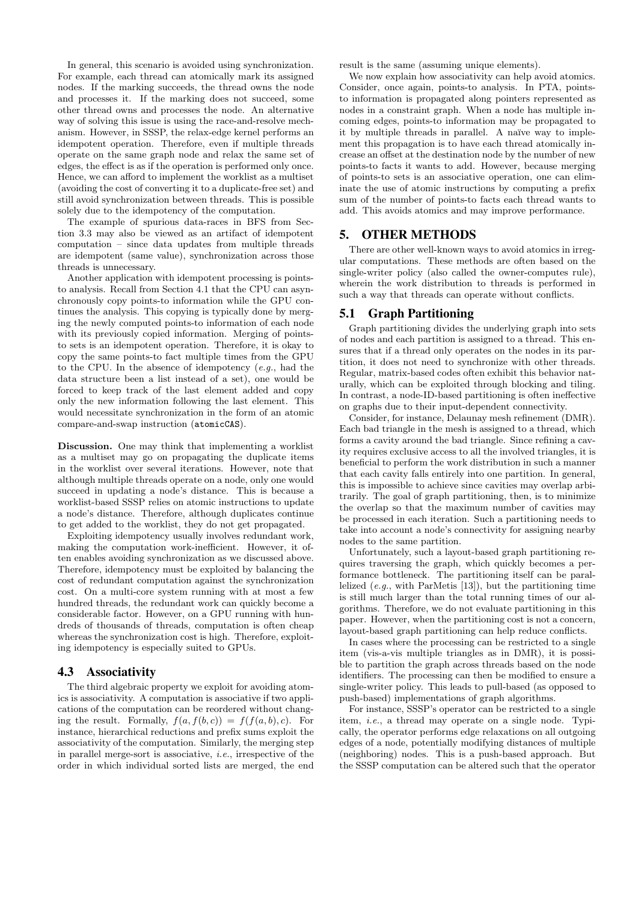In general, this scenario is avoided using synchronization. For example, each thread can atomically mark its assigned nodes. If the marking succeeds, the thread owns the node and processes it. If the marking does not succeed, some other thread owns and processes the node. An alternative way of solving this issue is using the race-and-resolve mechanism. However, in SSSP, the relax-edge kernel performs an idempotent operation. Therefore, even if multiple threads operate on the same graph node and relax the same set of edges, the effect is as if the operation is performed only once. Hence, we can afford to implement the worklist as a multiset (avoiding the cost of converting it to a duplicate-free set) and still avoid synchronization between threads. This is possible solely due to the idempotency of the computation.

The example of spurious data-races in BFS from Section 3.3 may also be viewed as an artifact of idempotent computation – since data updates from multiple threads are idempotent (same value), synchronization across those threads is unnecessary.

Another application with idempotent processing is points-to analysis. Recall from Section 4.1 that the CPU can asynchronously copy points-to information while the GPU continues the analysis. This copying is typically done by merging the newly computed points-to information of each node with its previously copied information. Merging of points-to sets is an idempotent operation. Therefore, it is okay to copy the same points-to fact multiple times from the GPU to the CPU. In the absence of idempotency (*e.g.*, had the data structure been a list instead of a set), one would be forced to keep track of the last element added and copy only the new information following the last element. This would necessitate synchronization in the form of an atomic compare-and-swap instruction (`atomicCAS`).

**Discussion.** One may think that implementing a worklist as a multiset may go on propagating the duplicate items in the worklist over several iterations. However, note that although multiple threads operate on a node, only one would succeed in updating a node's distance. This is because a worklist-based SSSP relies on atomic instructions to update a node's distance. Therefore, although duplicates continue to get added to the worklist, they do not get propagated.

Exploiting idempotency usually involves redundant work, making the computation work-inefficient. However, it often enables avoiding synchronization as we discussed above. Therefore, idempotency must be exploited by balancing the cost of redundant computation against the synchronization cost. On a multi-core system running with at most a few hundred threads, the redundant work can quickly become a considerable factor. However, on a GPU running with hundreds of thousands of threads, computation is often cheap whereas the synchronization cost is high. Therefore, exploiting idempotency is especially suited to GPUs.

### 4.3 Associativity

The third algebraic property we exploit for avoiding atomics is associativity. A computation is associative if two applications of the computation can be reordered without changing the result. Formally, $f(a, f(b, c)) = f(f(a, b), c)$. For instance, hierarchical reductions and prefix sums exploit the associativity of the computation. Similarly, the merging step in parallel merge-sort is associative, *i.e.*, irrespective of the order in which individual sorted lists are merged, the end result is the same (assuming unique elements).

We now explain how associativity can help avoid atomics. Consider, once again, points-to analysis. In PTA, points-to information is propagated along pointers represented as nodes in a constraint graph. When a node has multiple incoming edges, points-to information may be propagated to it by multiple threads in parallel. A naïve way to implement this propagation is to have each thread atomically increase an offset at the destination node by the number of new points-to facts it wants to add. However, because merging of points-to sets is an associative operation, one can eliminate the use of atomic instructions by computing a prefix sum of the number of points-to facts each thread wants to add. This avoids atomics and may improve performance.

## 5. OTHER METHODS

There are other well-known ways to avoid atomics in irregular computations. These methods are often based on the single-writer policy (also called the owner-computes rule), wherein the work distribution to threads is performed in such a way that threads can operate without conflicts.

### 5.1 Graph Partitioning

Graph partitioning divides the underlying graph into sets of nodes and each partition is assigned to a thread. This ensures that if a thread only operates on the nodes in its partition, it does not need to synchronize with other threads. Regular, matrix-based codes often exhibit this behavior naturally, which can be exploited through blocking and tiling. In contrast, a node-ID-based partitioning is often ineffective on graphs due to their input-dependent connectivity.

Consider, for instance, Delaunay mesh refinement (DMR). Each bad triangle in the mesh is assigned to a thread, which forms a cavity around the bad triangle. Since refining a cavity requires exclusive access to all the involved triangles, it is beneficial to perform the work distribution in such a manner that each cavity falls entirely into one partition. In general, this is impossible to achieve since cavities may overlap arbitrarily. The goal of graph partitioning, then, is to minimize the overlap so that the maximum number of cavities may be processed in each iteration. Such a partitioning needs to take into account a node's connectivity for assigning nearby nodes to the same partition.

Unfortunately, such a layout-based graph partitioning requires traversing the graph, which quickly becomes a performance bottleneck. The partitioning itself can be parallelized (*e.g.*, with ParMetis [13]), but the partitioning time is still much larger than the total running times of our algorithms. Therefore, we do not evaluate partitioning in this paper. However, when the partitioning cost is not a concern, layout-based graph partitioning can help reduce conflicts.

In cases where the processing can be restricted to a single item (vis-a-vis multiple triangles as in DMR), it is possible to partition the graph across threads based on the node identifiers. The processing can then be modified to ensure a single-writer policy. This leads to pull-based (as opposed to push-based) implementations of graph algorithms.

For instance, SSSP's operator can be restricted to a single item, *i.e.*, a thread may operate on a single node. Typically, the operator performs edge relaxations on all outgoing edges of a node, potentially modifying distances of multiple (neighboring) nodes. This is a push-based approach. But the SSSP computation can be altered such that the operator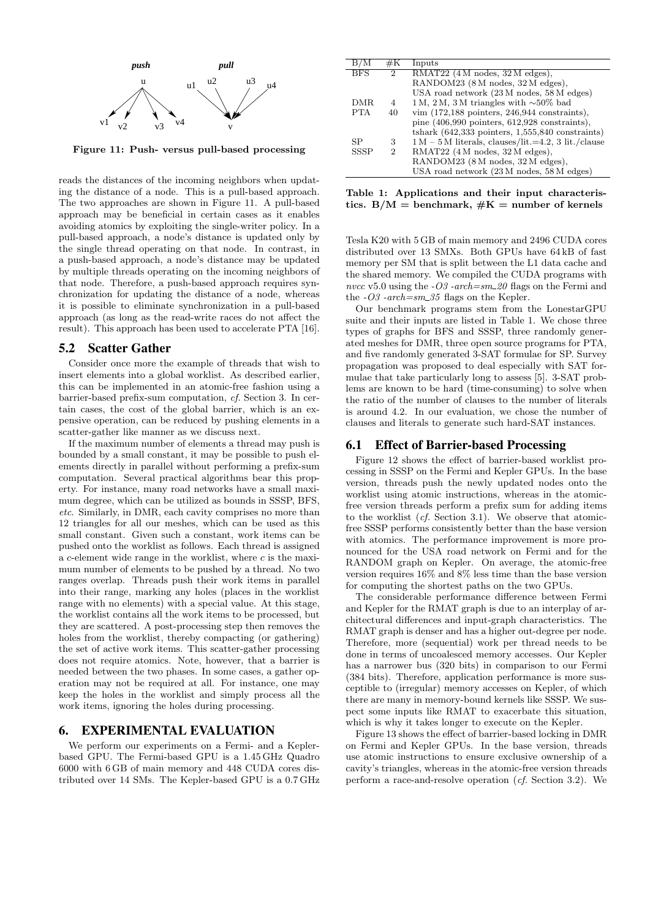push

u

v1 v2 v3 v4

pull

u1 u2 u3 u4

v

**Figure 11: Push- versus pull-based processing**

reads the distances of the incoming neighbors when updating the distance of a node. This is a pull-based approach. The two approaches are shown in Figure 11. A pull-based approach may be beneficial in certain cases as it enables avoiding atomics by exploiting the single-writer policy. In a pull-based approach, a node's distance is updated only by the single thread operating on that node. In contrast, in a push-based approach, a node's distance may be updated by multiple threads operating on the incoming neighbors of that node. Therefore, a push-based approach requires synchronization for updating the distance of a node, whereas it is possible to eliminate synchronization in a pull-based approach (as long as the read-write races do not affect the result). This approach has been used to accelerate PTA [16].

## 5.2 Scatter Gather

Consider once more the example of threads that wish to insert elements into a global worklist. As described earlier, this can be implemented in an atomic-free fashion using a barrier-based prefix-sum computation, *cf.* Section 3. In certain cases, the cost of the global barrier, which is an expensive operation, can be reduced by pushing elements in a scatter-gather like manner as we discuss next.

If the maximum number of elements a thread may push is bounded by a small constant, it may be possible to push elements directly in parallel without performing a prefix-sum computation. Several practical algorithms bear this property. For instance, many road networks have a small maximum degree, which can be utilized as bounds in SSSP, BFS, *etc.* Similarly, in DMR, each cavity comprises no more than 12 triangles for all our meshes, which can be used as this small constant. Given such a constant, work items can be pushed onto the worklist as follows. Each thread is assigned a $c$-element wide range in the worklist, where $c$ is the maximum number of elements to be pushed by a thread. No two ranges overlap. Threads push their work items in parallel into their range, marking any holes (places in the worklist range with no elements) with a special value. At this stage, the worklist contains all the work items to be processed, but they are scattered. A post-processing step then removes the holes from the worklist, thereby compacting (or gathering) the set of active work items. This scatter-gather processing does not require atomics. Note, however, that a barrier is needed between the two phases. In some cases, a gather operation may not be required at all. For instance, one may keep the holes in the worklist and simply process all the work items, ignoring the holes during processing.

# 6. EXPERIMENTAL EVALUATION

We perform our experiments on a Fermi- and a Kepler-based GPU. The Fermi-based GPU is a 1.45 GHz Quadro 6000 with 6 GB of main memory and 448 CUDA cores distributed over 14 SMs. The Kepler-based GPU is a 0.7 GHz Tesla K20 with 5 GB of main memory and 2496 CUDA cores distributed over 13 SMXs. Both GPUs have 64 kB of fast memory per SM that is split between the L1 data cache and the shared memory. We compiled the CUDA programs with *nvcc* v5.0 using the *-O3 -arch=sm_20* flags on the Fermi and the *-O3 -arch=sm_35* flags on the Kepler.

| B/M | #K | Inputs |
|---|---|---|
| BFS | 2 | RMAT22 (4 M nodes, 32 M edges), RANDOM23 (8 M nodes, 32 M edges), USA road network (23 M nodes, 58 M edges) |
| DMR | 4 | 1 M, 2 M, 3 M triangles with ~50% bad |
| PTA | 40 | vim (172,188 pointers, 246,944 constraints), pine (406,990 pointers, 612,928 constraints), tshark (642,333 pointers, 1,555,840 constraints) |
| SP | 3 | 1 M – 5 M literals, clauses/lit.=4.2, 3 lit./clause |
| SSSP | 2 | RMAT22 (4 M nodes, 32 M edges), RANDOM23 (8 M nodes, 32 M edges), USA road network (23 M nodes, 58 M edges) |

**Table 1: Applications and their input characteristics. B/M = benchmark, #K = number of kernels**

Our benchmark programs stem from the LonestarGPU suite and their inputs are listed in Table 1. We chose three types of graphs for BFS and SSSP, three randomly generated meshes for DMR, three open source programs for PTA, and five randomly generated 3-SAT formulae for SP. Survey propagation was proposed to deal especially with SAT formulae that take particularly long to assess [5]. 3-SAT problems are known to be hard (time-consuming) to solve when the ratio of the number of clauses to the number of literals is around 4.2. In our evaluation, we chose the number of clauses and literals to generate such hard-SAT instances.

## 6.1 Effect of Barrier-based Processing

Figure 12 shows the effect of barrier-based worklist processing in SSSP on the Fermi and Kepler GPUs. In the base version, threads push the newly updated nodes onto the worklist using atomic instructions, whereas in the atomic-free version threads perform a prefix sum for adding items to the worklist (*cf.* Section 3.1). We observe that atomic-free SSSP performs consistently better than the base version with atomics. The performance improvement is more pronounced for the USA road network on Fermi and for the RANDOM graph on Kepler. On average, the atomic-free version requires 16% and 8% less time than the base version for computing the shortest paths on the two GPUs.

The considerable performance difference between Fermi and Kepler for the RMAT graph is due to an interplay of architectural differences and input-graph characteristics. The RMAT graph is denser and has a higher out-degree per node. Therefore, more (sequential) work per thread needs to be done in terms of uncoalesced memory accesses. Our Kepler has a narrower bus (320 bits) in comparison to our Fermi (384 bits). Therefore, application performance is more susceptible to (irregular) memory accesses on Kepler, of which there are many in memory-bound kernels like SSSP. We suspect some inputs like RMAT to exacerbate this situation, which is why it takes longer to execute on the Kepler.

Figure 13 shows the effect of barrier-based locking in DMR on Fermi and Kepler GPUs. In the base version, threads use atomic instructions to ensure exclusive ownership of a cavity's triangles, whereas in the atomic-free version threads perform a race-and-resolve operation (*cf.* Section 3.2). We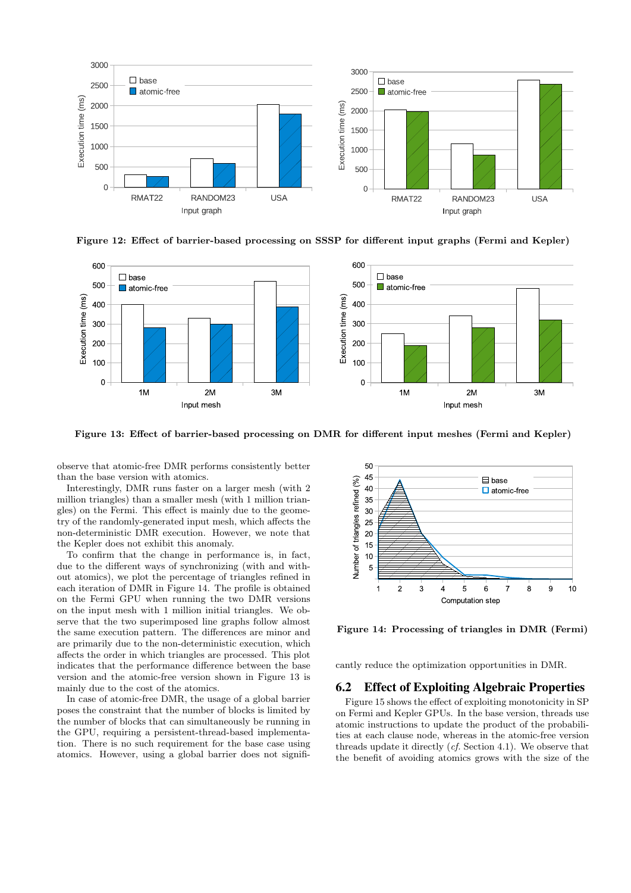3000
2500
2000
1500
1000
500
0
Execution time (ms)
base
atomic-free
RMAT22 RANDOM23 USA
Input graph

3000
2500
2000
1500
1000
500
0
Execution time (ms)
base
atomic-free
RMAT22 RANDOM23 USA
Input graph

**Figure 12: Effect of barrier-based processing on SSSP for different input graphs (Fermi and Kepler)**

600
500
400
300
200
100
0
Execution time (ms)
base
atomic-free
1M 2M 3M
Input mesh

600
500
400
300
200
100
0
Execution time (ms)
base
atomic-free
1M 2M 3M
Input mesh

**Figure 13: Effect of barrier-based processing on DMR for different input meshes (Fermi and Kepler)**

observe that atomic-free DMR performs consistently better than the base version with atomics.

Interestingly, DMR runs faster on a larger mesh (with 2 million triangles) than a smaller mesh (with 1 million triangles) on the Fermi. This effect is mainly due to the geometry of the randomly-generated input mesh, which affects the non-deterministic DMR execution. However, we note that the Kepler does not exhibit this anomaly.

To confirm that the change in performance is, in fact, due to the different ways of synchronizing (with and without atomics), we plot the percentage of triangles refined in each iteration of DMR in Figure 14. The profile is obtained on the Fermi GPU when running the two DMR versions on the input mesh with 1 million initial triangles. We observe that the two superimposed line graphs follow almost the same execution pattern. The differences are minor and are primarily due to the non-deterministic execution, which affects the order in which triangles are processed. This plot indicates that the performance difference between the base version and the atomic-free version shown in Figure 13 is mainly due to the cost of the atomics.

In case of atomic-free DMR, the usage of a global barrier poses the constraint that the number of blocks is limited by the number of blocks that can simultaneously be running in the GPU, requiring a persistent-thread-based implementation. There is no such requirement for the base case using atomics. However, using a global barrier does not significantly reduce the optimization opportunities in DMR.

50
45
40
35
30
25
20
15
10
5
Number of triangles refined (%)
base
atomic-free
1 2 3 4 5 6 7 8 9 10
Computation step

**Figure 14: Processing of triangles in DMR (Fermi)**

## 6.2 Effect of Exploiting Algebraic Properties

Figure 15 shows the effect of exploiting monotonicity in SP on Fermi and Kepler GPUs. In the base version, threads use atomic instructions to update the product of the probabilities at each clause node, whereas in the atomic-free version threads update it directly (*cf.* Section 4.1). We observe that the benefit of avoiding atomics grows with the size of the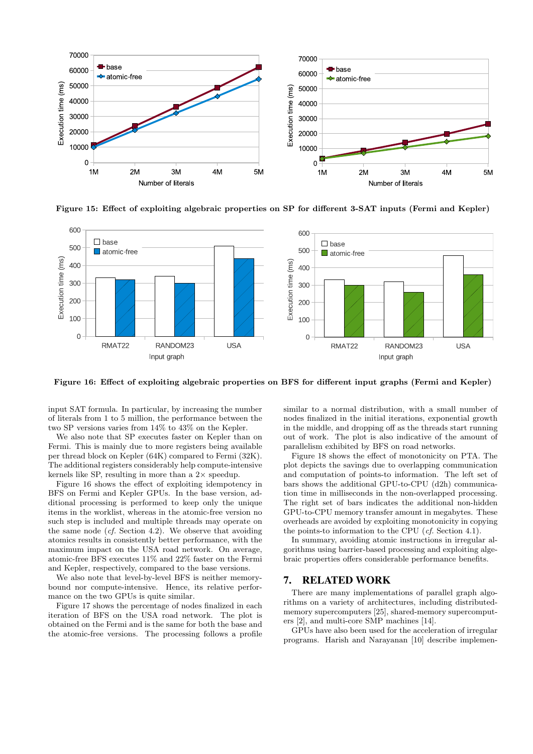70000
60000
50000
40000
30000
20000
10000
0
Execution time (ms)
base
atomic-free
1M 2M 3M 4M 5M
Number of literals

70000
60000
50000
40000
30000
20000
10000
0
Execution time (ms)
base
atomic-free
1M 2M 3M 4M 5M
Number of literals

**Figure 15: Effect of exploiting algebraic properties on SP for different 3-SAT inputs (Fermi and Kepler)**

600
500
400
300
200
100
0
Execution time (ms)
base
atomic-free
RMAT22 RANDOM23 USA
Input graph

600
500
400
300
200
100
0
Execution time (ms)
base
atomic-free
RMAT22 RANDOM23 USA
Input graph

**Figure 16: Effect of exploiting algebraic properties on BFS for different input graphs (Fermi and Kepler)**

input SAT formula. In particular, by increasing the number of literals from 1 to 5 million, the performance between the two SP versions varies from 14% to 43% on the Kepler.

We also note that SP executes faster on Kepler than on Fermi. This is mainly due to more registers being available per thread block on Kepler (64K) compared to Fermi (32K). The additional registers considerably help compute-intensive kernels like SP, resulting in more than a 2× speedup.

Figure 16 shows the effect of exploiting idempotency in BFS on Fermi and Kepler GPUs. In the base version, additional processing is performed to keep only the unique items in the worklist, whereas in the atomic-free version no such step is included and multiple threads may operate on the same node (*cf.* Section 4.2). We observe that avoiding atomics results in consistently better performance, with the maximum impact on the USA road network. On average, atomic-free BFS executes 11% and 22% faster on the Fermi and Kepler, respectively, compared to the base versions.

We also note that level-by-level BFS is neither memory-bound nor compute-intensive. Hence, its relative performance on the two GPUs is quite similar.

Figure 17 shows the percentage of nodes finalized in each iteration of BFS on the USA road network. The plot is obtained on the Fermi and is the same for both the base and the atomic-free versions. The processing follows a profile similar to a normal distribution, with a small number of nodes finalized in the initial iterations, exponential growth in the middle, and dropping off as the threads start running out of work. The plot is also indicative of the amount of parallelism exhibited by BFS on road networks.

Figure 18 shows the effect of monotonicity on PTA. The plot depicts the savings due to overlapping communication and computation of points-to information. The left set of bars shows the additional GPU-to-CPU (d2h) communication time in milliseconds in the non-overlapped processing. The right set of bars indicates the additional non-hidden GPU-to-CPU memory transfer amount in megabytes. These overheads are avoided by exploiting monotonicity in copying the points-to information to the CPU (*cf.* Section 4.1).

In summary, avoiding atomic instructions in irregular algorithms using barrier-based processing and exploiting algebraic properties offers considerable performance benefits.

## 7. RELATED WORK

There are many implementations of parallel graph algorithms on a variety of architectures, including distributed-memory supercomputers [25], shared-memory supercomputers [2], and multi-core SMP machines [14].

GPUs have also been used for the acceleration of irregular programs. Harish and Narayanan [10] describe implemen-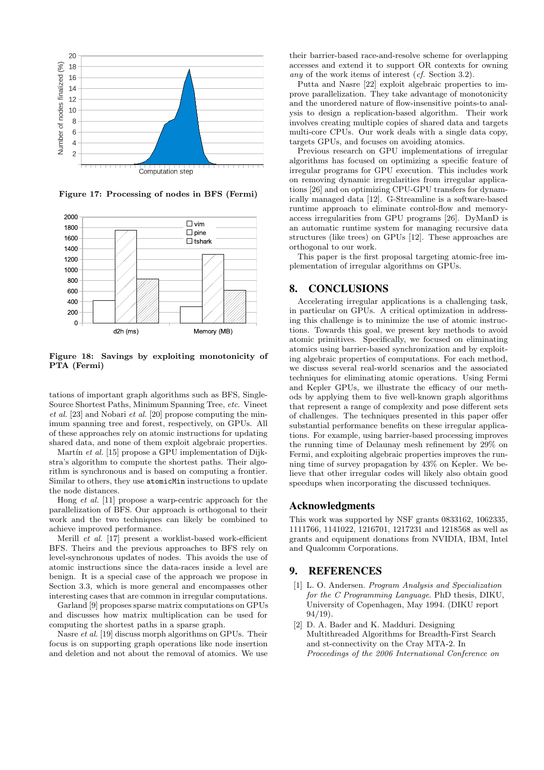20
18
16
14
12
10
8
6
4
2

Number of nodes finalized (%)

Computation step

**Figure 17: Processing of nodes in BFS (Fermi)**

2000
1800
1600
1400
1200
1000
800
600
400
200
0

vim
pine
tshark

d2h (ms)
Memory (MB)

**Figure 18: Savings by exploiting monotonicity of PTA (Fermi)**

tations of important graph algorithms such as BFS, Single-Source Shortest Paths, Minimum Spanning Tree, *etc.* Vineet *et al.* [23] and Nobari *et al.* [20] propose computing the minimum spanning tree and forest, respectively, on GPUs. All of these approaches rely on atomic instructions for updating shared data, and none of them exploit algebraic properties.

Martín *et al.* [15] propose a GPU implementation of Dijkstra's algorithm to compute the shortest paths. Their algorithm is synchronous and is based on computing a frontier. Similar to others, they use `atomicMin` instructions to update the node distances.

Hong *et al.* [11] propose a warp-centric approach for the parallelization of BFS. Our approach is orthogonal to their work and the two techniques can likely be combined to achieve improved performance.

Merill *et al.* [17] present a worklist-based work-efficient BFS. Theirs and the previous approaches to BFS rely on level-synchronous updates of nodes. This avoids the use of atomic instructions since the data-races inside a level are benign. It is a special case of the approach we propose in Section 3.3, which is more general and encompasses other interesting cases that are common in irregular computations.

Garland [9] proposes sparse matrix computations on GPUs and discusses how matrix multiplication can be used for computing the shortest paths in a sparse graph.

Nasre *et al.* [19] discuss morph algorithms on GPUs. Their focus is on supporting graph operations like node insertion and deletion and not about the removal of atomics. We use their barrier-based race-and-resolve scheme for overlapping accesses and extend it to support OR contexts for owning *any* of the work items of interest (*cf.* Section 3.2).

Putta and Nasre [22] exploit algebraic properties to improve parallelization. They take advantage of monotonicity and the unordered nature of flow-insensitive points-to analysis to design a replication-based algorithm. Their work involves creating multiple copies of shared data and targets multi-core CPUs. Our work deals with a single data copy, targets GPUs, and focuses on avoiding atomics.

Previous research on GPU implementations of irregular algorithms has focused on optimizing a specific feature of irregular programs for GPU execution. This includes work on removing dynamic irregularities from irregular applications [26] and on optimizing CPU-GPU transfers for dynamically managed data [12]. G-Streamline is a software-based runtime approach to eliminate control-flow and memory-access irregularities from GPU programs [26]. DyManD is an automatic runtime system for managing recursive data structures (like trees) on GPUs [12]. These approaches are orthogonal to our work.

This paper is the first proposal targeting atomic-free implementation of irregular algorithms on GPUs.

## 8. CONCLUSIONS

Accelerating irregular applications is a challenging task, in particular on GPUs. A critical optimization in addressing this challenge is to minimize the use of atomic instructions. Towards this goal, we present key methods to avoid atomic primitives. Specifically, we focused on eliminating atomics using barrier-based synchronization and by exploiting algebraic properties of computations. For each method, we discuss several real-world scenarios and the associated techniques for eliminating atomic operations. Using Fermi and Kepler GPUs, we illustrate the efficacy of our methods by applying them to five well-known graph algorithms that represent a range of complexity and pose different sets of challenges. The techniques presented in this paper offer substantial performance benefits on these irregular applications. For example, using barrier-based processing improves the running time of Delaunay mesh refinement by 29% on Fermi, and exploiting algebraic properties improves the running time of survey propagation by 43% on Kepler. We believe that other irregular codes will likely also obtain good speedups when incorporating the discussed techniques.

## Acknowledgments

This work was supported by NSF grants 0833162, 1062335, 1111766, 1141022, 1216701, 1217231 and 1218568 as well as grants and equipment donations from NVIDIA, IBM, Intel and Qualcomm Corporations.

## 9. REFERENCES

[1] L. O. Andersen. *Program Analysis and Specialization for the C Programming Language*. PhD thesis, DIKU, University of Copenhagen, May 1994. (DIKU report 94/19).

[2] D. A. Bader and K. Madduri. Designing Multithreaded Algorithms for Breadth-First Search and st-connectivity on the Cray MTA-2. In *Proceedings of the 2006 International Conference on*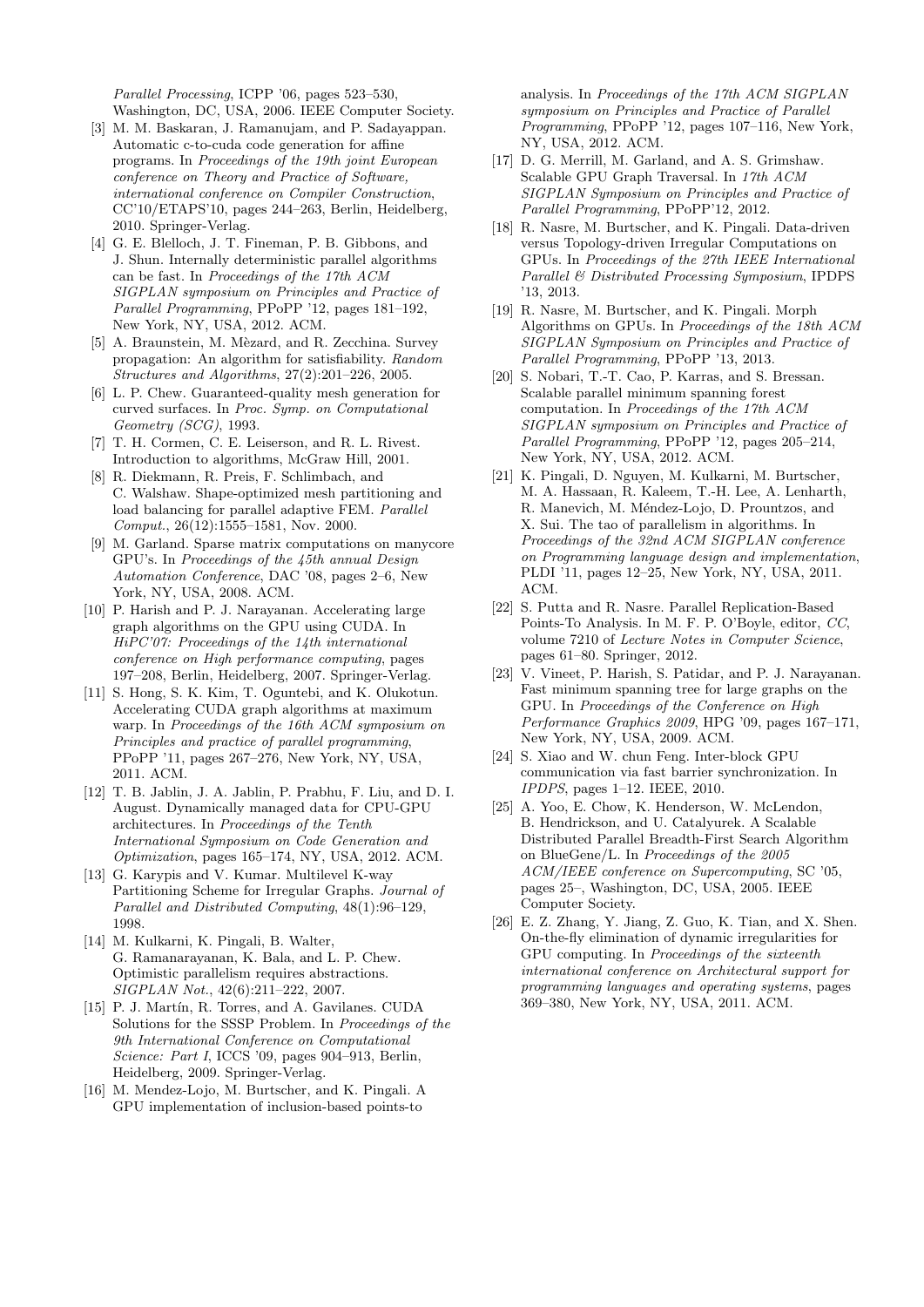Parallel Processing*, ICPP '06, pages 523–530, Washington, DC, USA, 2006. IEEE Computer Society.

[3] M. M. Baskaran, J. Ramanujam, and P. Sadayappan. Automatic c-to-cuda code generation for affine programs. In *Proceedings of the 19th joint European conference on Theory and Practice of Software, international conference on Compiler Construction*, CC'10/ETAPS'10, pages 244–263, Berlin, Heidelberg, 2010. Springer-Verlag.

[4] G. E. Blelloch, J. T. Fineman, P. B. Gibbons, and J. Shun. Internally deterministic parallel algorithms can be fast. In *Proceedings of the 17th ACM SIGPLAN symposium on Principles and Practice of Parallel Programming*, PPoPP '12, pages 181–192, New York, NY, USA, 2012. ACM.

[5] A. Braunstein, M. Mèzard, and R. Zecchina. Survey propagation: An algorithm for satisfiability. *Random Structures and Algorithms*, 27(2):201–226, 2005.

[6] L. P. Chew. Guaranteed-quality mesh generation for curved surfaces. In *Proc. Symp. on Computational Geometry (SCG)*, 1993.

[7] T. H. Cormen, C. E. Leiserson, and R. L. Rivest. Introduction to algorithms, McGraw Hill, 2001.

[8] R. Diekmann, R. Preis, F. Schlimbach, and C. Walshaw. Shape-optimized mesh partitioning and load balancing for parallel adaptive FEM. *Parallel Comput.*, 26(12):1555–1581, Nov. 2000.

[9] M. Garland. Sparse matrix computations on manycore GPU's. In *Proceedings of the 45th annual Design Automation Conference*, DAC '08, pages 2–6, New York, NY, USA, 2008. ACM.

[10] P. Harish and P. J. Narayanan. Accelerating large graph algorithms on the GPU using CUDA. In *HiPC'07: Proceedings of the 14th international conference on High performance computing*, pages 197–208, Berlin, Heidelberg, 2007. Springer-Verlag.

[11] S. Hong, S. K. Kim, T. Oguntebi, and K. Olukotun. Accelerating CUDA graph algorithms at maximum warp. In *Proceedings of the 16th ACM symposium on Principles and practice of parallel programming*, PPoPP '11, pages 267–276, New York, NY, USA, 2011. ACM.

[12] T. B. Jablin, J. A. Jablin, P. Prabhu, F. Liu, and D. I. August. Dynamically managed data for CPU-GPU architectures. In *Proceedings of the Tenth International Symposium on Code Generation and Optimization*, pages 165–174, NY, USA, 2012. ACM.

[13] G. Karypis and V. Kumar. Multilevel K-way Partitioning Scheme for Irregular Graphs. *Journal of Parallel and Distributed Computing*, 48(1):96–129, 1998.

[14] M. Kulkarni, K. Pingali, B. Walter, G. Ramanarayanan, K. Bala, and L. P. Chew. Optimistic parallelism requires abstractions. *SIGPLAN Not.*, 42(6):211–222, 2007.

[15] P. J. Martín, R. Torres, and A. Gavilanes. CUDA Solutions for the SSSP Problem. In *Proceedings of the 9th International Conference on Computational Science: Part I*, ICCS '09, pages 904–913, Berlin, Heidelberg, 2009. Springer-Verlag.

[16] M. Mendez-Lojo, M. Burtscher, and K. Pingali. A GPU implementation of inclusion-based points-to analysis. In *Proceedings of the 17th ACM SIGPLAN symposium on Principles and Practice of Parallel Programming*, PPoPP '12, pages 107–116, New York, NY, USA, 2012. ACM.

[17] D. G. Merrill, M. Garland, and A. S. Grimshaw. Scalable GPU Graph Traversal. In *17th ACM SIGPLAN Symposium on Principles and Practice of Parallel Programming*, PPoPP'12, 2012.

[18] R. Nasre, M. Burtscher, and K. Pingali. Data-driven versus Topology-driven Irregular Computations on GPUs. In *Proceedings of the 27th IEEE International Parallel & Distributed Processing Symposium*, IPDPS '13, 2013.

[19] R. Nasre, M. Burtscher, and K. Pingali. Morph Algorithms on GPUs. In *Proceedings of the 18th ACM SIGPLAN Symposium on Principles and Practice of Parallel Programming*, PPoPP '13, 2013.

[20] S. Nobari, T.-T. Cao, P. Karras, and S. Bressan. Scalable parallel minimum spanning forest computation. In *Proceedings of the 17th ACM SIGPLAN symposium on Principles and Practice of Parallel Programming*, PPoPP '12, pages 205–214, New York, NY, USA, 2012. ACM.

[21] K. Pingali, D. Nguyen, M. Kulkarni, M. Burtscher, M. A. Hassaan, R. Kaleem, T.-H. Lee, A. Lenharth, R. Manevich, M. Méndez-Lojo, D. Prountzos, and X. Sui. The tao of parallelism in algorithms. In *Proceedings of the 32nd ACM SIGPLAN conference on Programming language design and implementation*, PLDI '11, pages 12–25, New York, NY, USA, 2011. ACM.

[22] S. Putta and R. Nasre. Parallel Replication-Based Points-To Analysis. In M. F. P. O'Boyle, editor, *CC*, volume 7210 of *Lecture Notes in Computer Science*, pages 61–80. Springer, 2012.

[23] V. Vineet, P. Harish, S. Patidar, and P. J. Narayanan. Fast minimum spanning tree for large graphs on the GPU. In *Proceedings of the Conference on High Performance Graphics 2009*, HPG '09, pages 167–171, New York, NY, USA, 2009. ACM.

[24] S. Xiao and W. chun Feng. Inter-block GPU communication via fast barrier synchronization. In *IPDPS*, pages 1–12. IEEE, 2010.

[25] A. Yoo, E. Chow, K. Henderson, W. McLendon, B. Hendrickson, and U. Catalyurek. A Scalable Distributed Parallel Breadth-First Search Algorithm on BlueGene/L. In *Proceedings of the 2005 ACM/IEEE conference on Supercomputing*, SC '05, pages 25–, Washington, DC, USA, 2005. IEEE Computer Society.

[26] E. Z. Zhang, Y. Jiang, Z. Guo, K. Tian, and X. Shen. On-the-fly elimination of dynamic irregularities for GPU computing. In *Proceedings of the sixteenth international conference on Architectural support for programming languages and operating systems*, pages 369–380, New York, NY, USA, 2011. ACM.